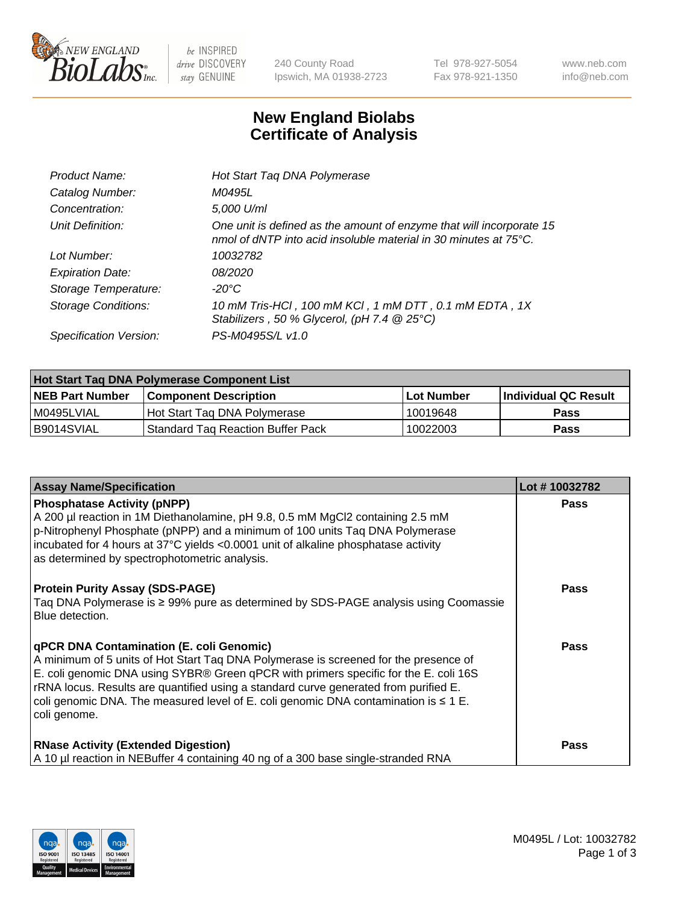# New England Biolabs Certificate of Analysis

| | |
|---|---|
| *Product Name:* | *Hot Start Taq DNA Polymerase* |
| *Catalog Number:* | *M0495L* |
| *Concentration:* | *5,000 U/ml* |
| *Unit Definition:* | *One unit is defined as the amount of enzyme that will incorporate 15 nmol of dNTP into acid insoluble material in 30 minutes at 75°C.* |
| *Lot Number:* | *10032782* |
| *Expiration Date:* | *08/2020* |
| *Storage Temperature:* | *-20°C* |
| *Storage Conditions:* | *10 mM Tris-HCl , 100 mM KCl , 1 mM DTT , 0.1 mM EDTA , 1X Stabilizers , 50 % Glycerol, (pH 7.4 @ 25°C)* |
| *Specification Version:* | *PS-M0495S/L v1.0* |

| **Hot Start Taq DNA Polymerase Component List** | | | |
|---|---|---|---|
| **NEB Part Number** | **Component Description** | **Lot Number** | **Individual QC Result** |
| M0495LVIAL | Hot Start Taq DNA Polymerase | 10019648 | **Pass** |
| B9014SVIAL | Standard Taq Reaction Buffer Pack | 10022003 | **Pass** |

| **Assay Name/Specification** | **Lot # 10032782** |
|---|---|
| **Phosphatase Activity (pNPP)**<br>A 200 µl reaction in 1M Diethanolamine, pH 9.8, 0.5 mM MgCl2 containing 2.5 mM p-Nitrophenyl Phosphate (pNPP) and a minimum of 100 units Taq DNA Polymerase incubated for 4 hours at 37°C yields <0.0001 unit of alkaline phosphatase activity as determined by spectrophotometric analysis. | **Pass** |
| **Protein Purity Assay (SDS-PAGE)**<br>Taq DNA Polymerase is ≥ 99% pure as determined by SDS-PAGE analysis using Coomassie Blue detection. | **Pass** |
| **qPCR DNA Contamination (E. coli Genomic)**<br>A minimum of 5 units of Hot Start Taq DNA Polymerase is screened for the presence of E. coli genomic DNA using SYBR® Green qPCR with primers specific for the E. coli 16S rRNA locus. Results are quantified using a standard curve generated from purified E. coli genomic DNA. The measured level of E. coli genomic DNA contamination is ≤ 1 E. coli genome. | **Pass** |
| **RNase Activity (Extended Digestion)**<br>A 10 µl reaction in NEBuffer 4 containing 40 ng of a 300 base single-stranded RNA | **Pass** |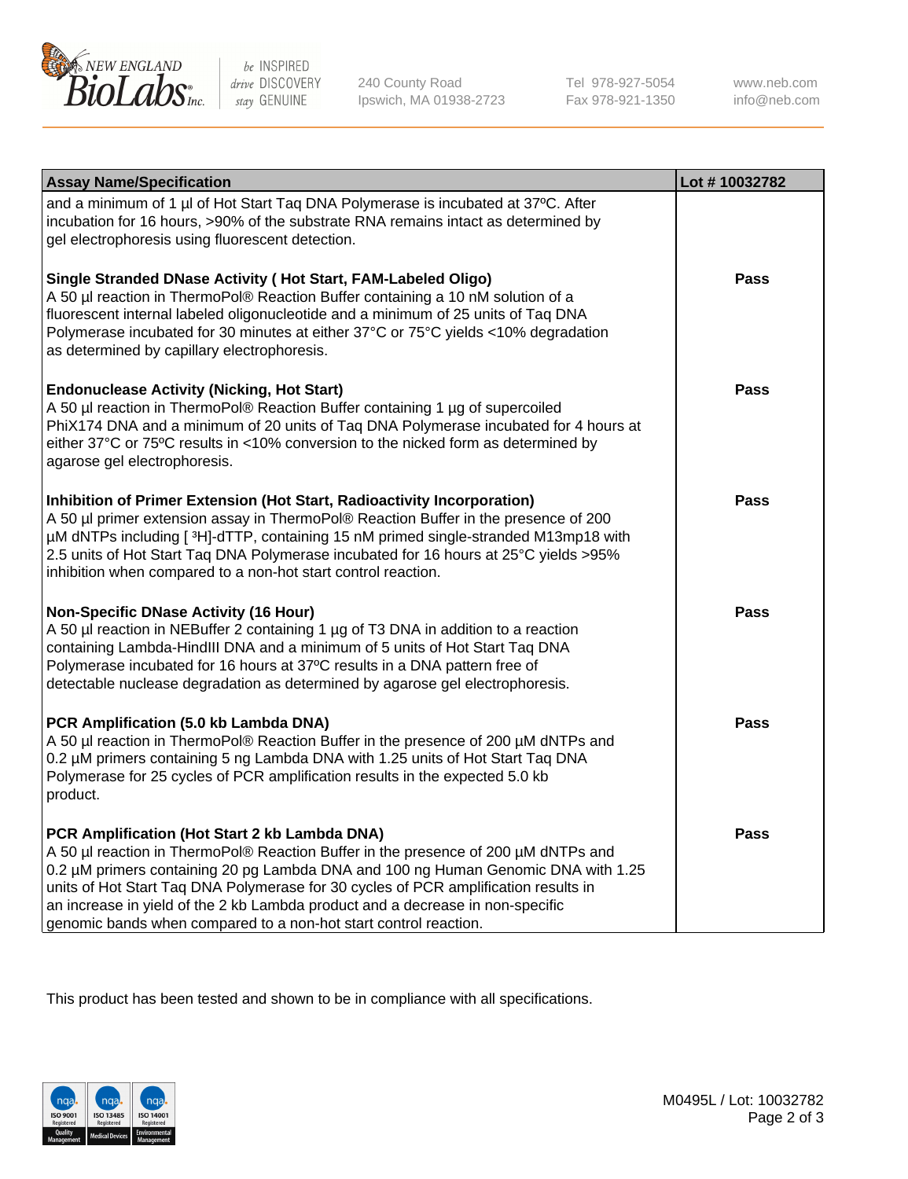| Assay Name/Specification | Lot # 10032782 |
|---|---|
| and a minimum of 1 µl of Hot Start Taq DNA Polymerase is incubated at 37ºC. After incubation for 16 hours, >90% of the substrate RNA remains intact as determined by gel electrophoresis using fluorescent detection. | |
| **Single Stranded DNase Activity ( Hot Start, FAM-Labeled Oligo)** A 50 µl reaction in ThermoPol® Reaction Buffer containing a 10 nM solution of a fluorescent internal labeled oligonucleotide and a minimum of 25 units of Taq DNA Polymerase incubated for 30 minutes at either 37°C or 75°C yields <10% degradation as determined by capillary electrophoresis. | **Pass** |
| **Endonuclease Activity (Nicking, Hot Start)** A 50 µl reaction in ThermoPol® Reaction Buffer containing 1 µg of supercoiled PhiX174 DNA and a minimum of 20 units of Taq DNA Polymerase incubated for 4 hours at either 37°C or 75ºC results in <10% conversion to the nicked form as determined by agarose gel electrophoresis. | **Pass** |
| **Inhibition of Primer Extension (Hot Start, Radioactivity Incorporation)** A 50 µl primer extension assay in ThermoPol® Reaction Buffer in the presence of 200 µM dNTPs including [ $^3$H]-dTTP, containing 15 nM primed single-stranded M13mp18 with 2.5 units of Hot Start Taq DNA Polymerase incubated for 16 hours at 25°C yields >95% inhibition when compared to a non-hot start control reaction. | **Pass** |
| **Non-Specific DNase Activity (16 Hour)** A 50 µl reaction in NEBuffer 2 containing 1 µg of T3 DNA in addition to a reaction containing Lambda-HindIII DNA and a minimum of 5 units of Hot Start Taq DNA Polymerase incubated for 16 hours at 37ºC results in a DNA pattern free of detectable nuclease degradation as determined by agarose gel electrophoresis. | **Pass** |
| **PCR Amplification (5.0 kb Lambda DNA)** A 50 µl reaction in ThermoPol® Reaction Buffer in the presence of 200 µM dNTPs and 0.2 µM primers containing 5 ng Lambda DNA with 1.25 units of Hot Start Taq DNA Polymerase for 25 cycles of PCR amplification results in the expected 5.0 kb product. | **Pass** |
| **PCR Amplification (Hot Start 2 kb Lambda DNA)** A 50 µl reaction in ThermoPol® Reaction Buffer in the presence of 200 µM dNTPs and 0.2 µM primers containing 20 pg Lambda DNA and 100 ng Human Genomic DNA with 1.25 units of Hot Start Taq DNA Polymerase for 30 cycles of PCR amplification results in an increase in yield of the 2 kb Lambda product and a decrease in non-specific genomic bands when compared to a non-hot start control reaction. | **Pass** |

This product has been tested and shown to be in compliance with all specifications.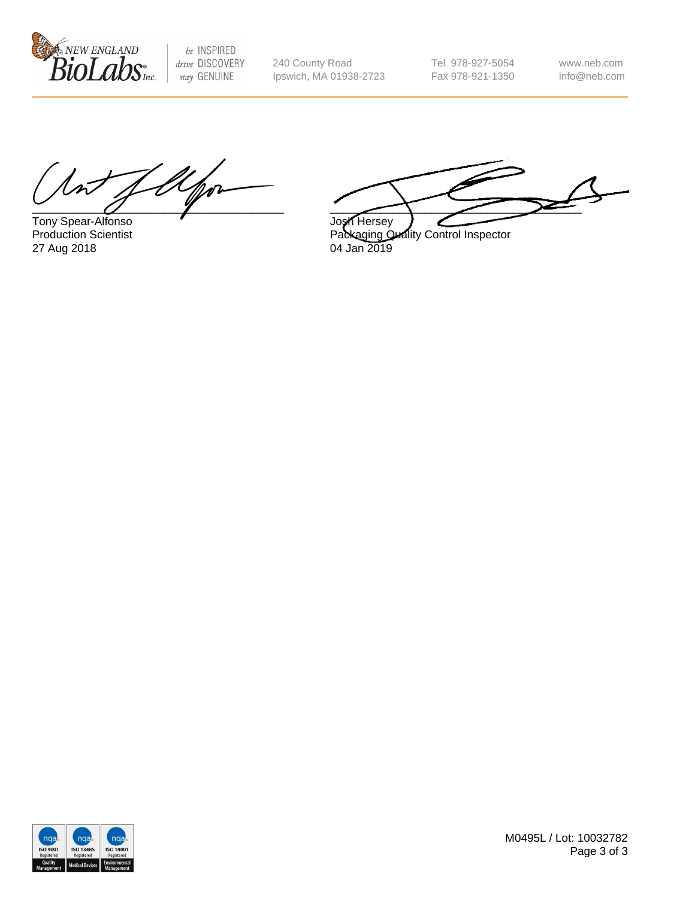Tony Spear-Alfonso
Production Scientist
27 Aug 2018

Josh Hersey
Packaging Quality Control Inspector
04 Jan 2019

M0495L / Lot: 10032782